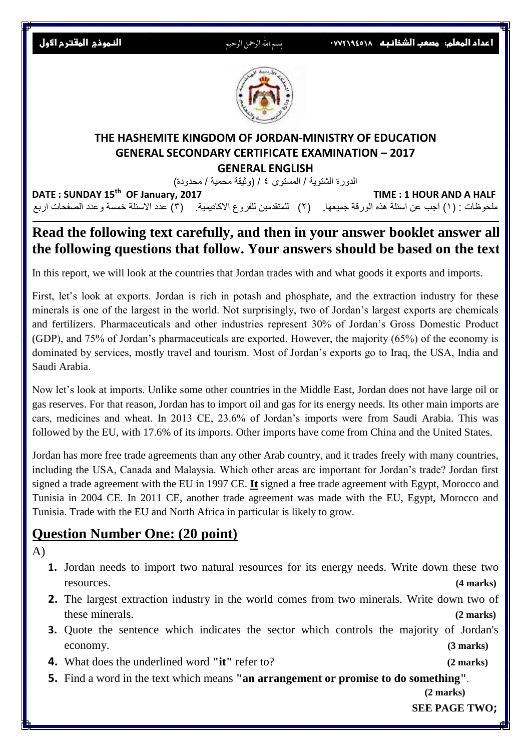اعداد المعلم: مصعب الشخانبه ٠٧٧٢١٩٤٥١٨ بسم الله الرحمن الرحيم النموذج المقترح الأول

## THE HASHEMITE KINGDOM OF JORDAN-MINISTRY OF EDUCATION
## GENERAL SECONDARY CERTIFICATE EXAMINATION – 2017
## GENERAL ENGLISH

الدورة الشتوية / المستوى ٤ / (وثيقة محمية / محدودة)

**DATE : SUNDAY 15th OF January, 2017** **TIME : 1 HOUR AND A HALF**

ملحوظات : (١) اجب عن اسئلة هذه الورقة جميعها. (٢) للمتقدمين للفروع الاكاديمية. (٣) عدد الاسئلة خمسة وعدد الصفحات اربع

---

**Read the following text carefully, and then in your answer booklet answer all the following questions that follow. Your answers should be based on the text**

In this report, we will look at the countries that Jordan trades with and what goods it exports and imports.

First, let's look at exports. Jordan is rich in potash and phosphate, and the extraction industry for these minerals is one of the largest in the world. Not surprisingly, two of Jordan's largest exports are chemicals and fertilizers. Pharmaceuticals and other industries represent 30% of Jordan's Gross Domestic Product (GDP), and 75% of Jordan's pharmaceuticals are exported. However, the majority (65%) of the economy is dominated by services, mostly travel and tourism. Most of Jordan's exports go to Iraq, the USA, India and Saudi Arabia.

Now let's look at imports. Unlike some other countries in the Middle East, Jordan does not have large oil or gas reserves. For that reason, Jordan has to import oil and gas for its energy needs. Its other main imports are cars, medicines and wheat. In 2013 CE, 23.6% of Jordan's imports were from Saudi Arabia. This was followed by the EU, with 17.6% of its imports. Other imports have come from China and the United States.

Jordan has more free trade agreements than any other Arab country, and it trades freely with many countries, including the USA, Canada and Malaysia. Which other areas are important for Jordan's trade? Jordan first signed a trade agreement with the EU in 1997 CE. **It** signed a free trade agreement with Egypt, Morocco and Tunisia in 2004 CE. In 2011 CE, another trade agreement was made with the EU, Egypt, Morocco and Tunisia. Trade with the EU and North Africa in particular is likely to grow.

## Question Number One: (20 point)

A)

1. Jordan needs to import two natural resources for its energy needs. Write down these two resources. **(4 marks)**
2. The largest extraction industry in the world comes from two minerals. Write down two of these minerals. **(2 marks)**
3. Quote the sentence which indicates the sector which controls the majority of Jordan's economy. **(3 marks)**
4. What does the underlined word **"it"** refer to? **(2 marks)**
5. Find a word in the text which means **"an arrangement or promise to do something"**. **(2 marks)**

**SEE PAGE TWO;**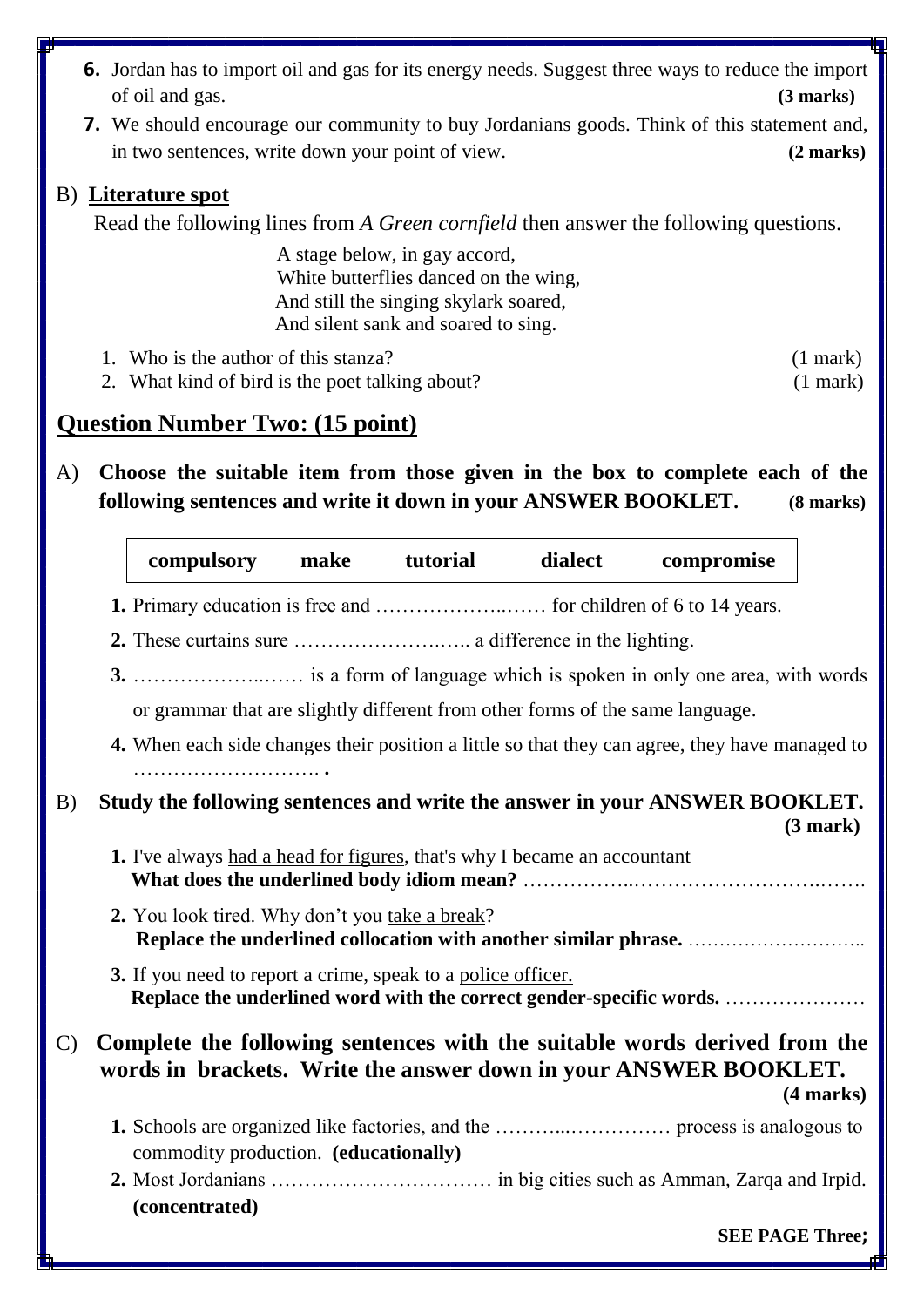**6.** Jordan has to import oil and gas for its energy needs. Suggest three ways to reduce the import of oil and gas. **(3 marks)**

**7.** We should encourage our community to buy Jordanians goods. Think of this statement and, in two sentences, write down your point of view. **(2 marks)**

B) **Literature spot**

Read the following lines from *A Green cornfield* then answer the following questions.

A stage below, in gay accord,
White butterflies danced on the wing,
And still the singing skylark soared,
And silent sank and soared to sing.

1. Who is the author of this stanza? (1 mark)
2. What kind of bird is the poet talking about? (1 mark)

## Question Number Two: (15 point)

A) **Choose the suitable item from those given in the box to complete each of the following sentences and write it down in your ANSWER BOOKLET. (8 marks)**

| compulsory | make | tutorial | dialect | compromise |
|---|---|---|---|---|

**1.** Primary education is free and ………………..…… for children of 6 to 14 years.

**2.** These curtains sure ………………….….. a difference in the lighting.

**3.** ………………..…… is a form of language which is spoken in only one area, with words or grammar that are slightly different from other forms of the same language.

**4.** When each side changes their position a little so that they can agree, they have managed to ………………………. **.**

B) **Study the following sentences and write the answer in your ANSWER BOOKLET. (3 mark)**

**1.** I've always <u>had a head for figures</u>, that's why I became an accountant
**What does the underlined body idiom mean?** ……………..…………………….…….

**2.** You look tired. Why don't you <u>take a break</u>?
**Replace the underlined collocation with another similar phrase.** ………………………..

**3.** If you need to report a crime, speak to a <u>police officer.</u>
**Replace the underlined word with the correct gender-specific words.** …………………

C) **Complete the following sentences with the suitable words derived from the words in brackets. Write the answer down in your ANSWER BOOKLET. (4 marks)**

**1.** Schools are organized like factories, and the ………..…………… process is analogous to commodity production. **(educationally)**

**2.** Most Jordanians …………………………… in big cities such as Amman, Zarqa and Irpid. **(concentrated)**

**SEE PAGE Three;**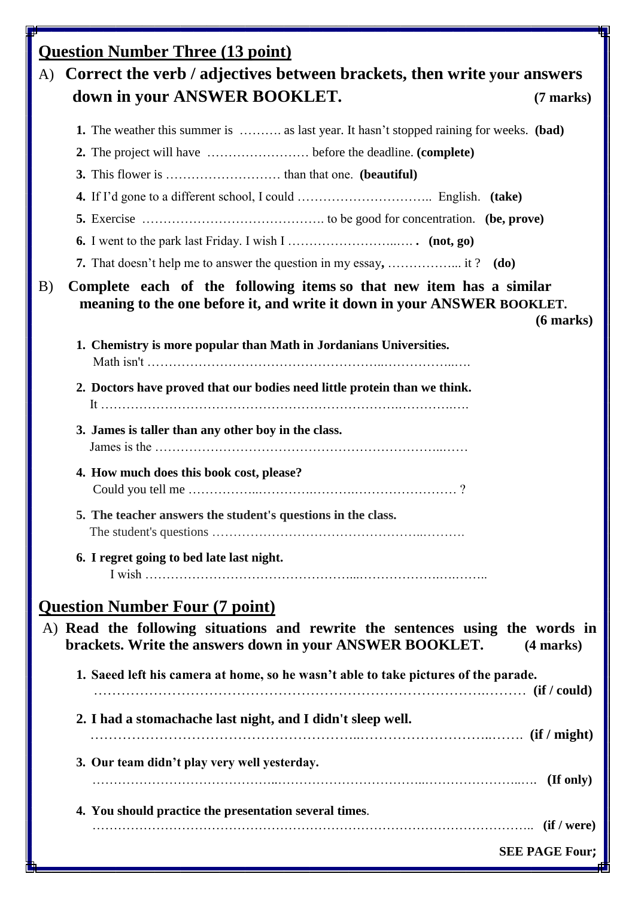## Question Number Three (13 point)

A) **Correct the verb / adjectives between brackets, then write your answers down in your ANSWER BOOKLET.** **(7 marks)**

1. The weather this summer is ………. as last year. It hasn't stopped raining for weeks. **(bad)**
2. The project will have …………………… before the deadline. **(complete)**
3. This flower is ……………………… than that one. **(beautiful)**
4. If I'd gone to a different school, I could ………………………….. English. **(take)**
5. Exercise ……………………………………. to be good for concentration. **(be, prove)**
6. I went to the park last Friday. I wish I ……………………..…. **(not, go)**
7. That doesn't help me to answer the question in my essay**,** ……………... it ? **(do)**

B) **Complete each of the following items so that new item has a similar meaning to the one before it, and write it down in your ANSWER BOOKLET.** **(6 marks)**

1. **Chemistry is more popular than Math in Jordanians Universities.**
   Math isn't …………………………………………………..……………..….
2. **Doctors have proved that our bodies need little protein than we think.**
   It ………………….…………………………………………….………….….
3. **James is taller than any other boy in the class.**
   James is the ……………………………….…………………………...……
4. **How much does this book cost, please?**
   Could you tell me ……………..………….……….…………………… ?
5. **The teacher answers the student's questions in the class.**
   The student's questions …………………………………………..……….
6. **I regret going to bed late last night.**
   I wish …………………………………………...……………….….……..

## Question Number Four (7 point)

A) **Read the following situations and rewrite the sentences using the words in brackets. Write the answers down in your ANSWER BOOKLET.** **(4 marks)**

1. **Saeed left his camera at home, so he wasn't able to take pictures of the parade.**
   ……………………………………………………………………………….……… **(if / could)**
2. **I had a stomachache last night, and I didn't sleep well.**
   ………………………………………………….……..…………………………..……. **(if / might)**
3. **Our team didn't play very well yesterday.**
   ……………………………………..………………………………..……………………..…. **(If only)**
4. **You should practice the presentation several times**.
   …………………….………………………………………………………………………….. **(if / were)**

**SEE PAGE Four;**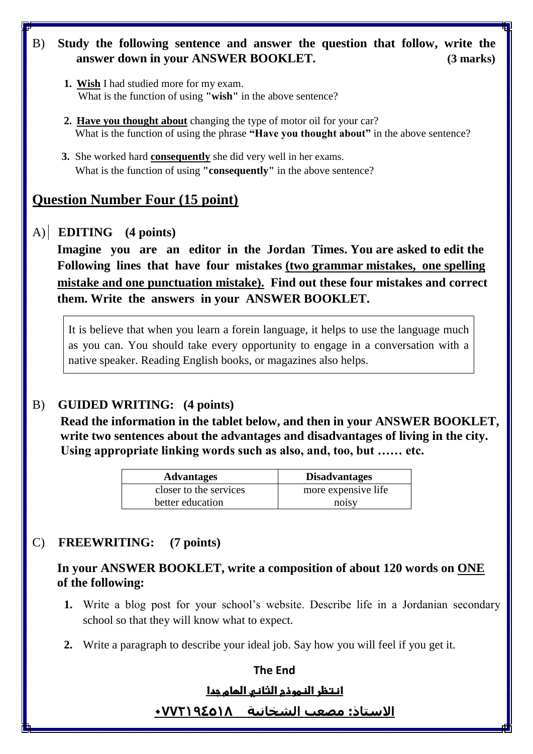B) **Study the following sentence and answer the question that follow, write the answer down in your ANSWER BOOKLET.** **(3 marks)**

1. **Wish** I had studied more for my exam.
   What is the function of using **"wish"** in the above sentence?

2. **Have you thought about** changing the type of motor oil for your car?
   What is the function of using the phrase **"Have you thought about"** in the above sentence?

3. She worked hard **consequently** she did very well in her exams.
   What is the function of using **"consequently"** in the above sentence?

## Question Number Four (15 point)

A) **EDITING (4 points)**

**Imagine you are an editor in the Jordan Times. You are asked to edit the Following lines that have four mistakes (two grammar mistakes, one spelling mistake and one punctuation mistake). Find out these four mistakes and correct them. Write the answers in your ANSWER BOOKLET.**

> It is believe that when you learn a forein language, it helps to use the language much as you can. You should take every opportunity to engage in a conversation with a native speaker. Reading English books, or magazines also helps.

B) **GUIDED WRITING: (4 points)**

**Read the information in the tablet below, and then in your ANSWER BOOKLET, write two sentences about the advantages and disadvantages of living in the city. Using appropriate linking words such as also, and, too, but …… etc.**

| Advantages | Disadvantages |
|---|---|
| closer to the services | more expensive life |
| better education | noisy |

C) **FREEWRITING: (7 points)**

**In your ANSWER BOOKLET, write a composition of about 120 words on ONE of the following:**

1. Write a blog post for your school's website. Describe life in a Jordanian secondary school so that they will know what to expect.
2. Write a paragraph to describe your ideal job. Say how you will feel if you get it.

**The End**

**انتظر النموذج الثاني الهام جدا**

**الاستاذ: مصعب الشخانبة ٠٧٧٢١٩٤٥١٨**